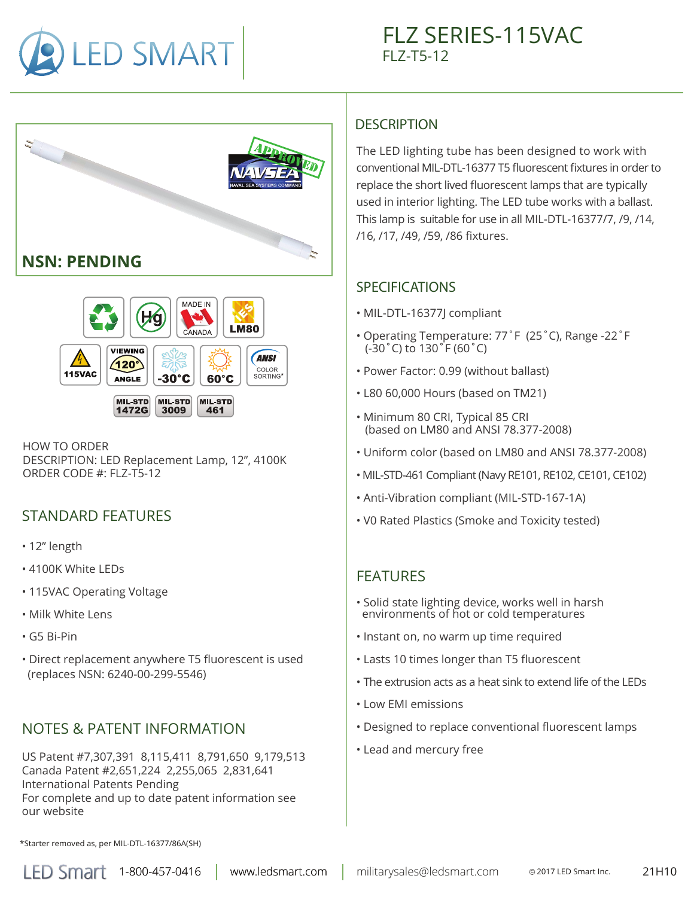# FLZ SERIES-115VAC

FLZ-T5-12

**NSN: PENDING**

HOW TO ORDER
DESCRIPTION: LED Replacement Lamp, 12", 4100K
ORDER CODE #: FLZ-T5-12

## STANDARD FEATURES

- 12" length
- 4100K White LEDs
- 115VAC Operating Voltage
- Milk White Lens
- G5 Bi-Pin
- Direct replacement anywhere T5 fluorescent is used (replaces NSN: 6240-00-299-5546)

## NOTES & PATENT INFORMATION

US Patent #7,307,391 8,115,411 8,791,650 9,179,513
Canada Patent #2,651,224 2,255,065 2,831,641
International Patents Pending
For complete and up to date patent information see our website

## DESCRIPTION

The LED lighting tube has been designed to work with conventional MIL-DTL-16377 T5 fluorescent fixtures in order to replace the short lived fluorescent lamps that are typically used in interior lighting. The LED tube works with a ballast. This lamp is suitable for use in all MIL-DTL-16377/7, /9, /14, /16, /17, /49, /59, /86 fixtures.

## SPECIFICATIONS

- MIL-DTL-16377J compliant
- Operating Temperature: 77˚F (25˚C), Range -22˚F (-30˚C) to 130˚F (60˚C)
- Power Factor: 0.99 (without ballast)
- L80 60,000 Hours (based on TM21)
- Minimum 80 CRI, Typical 85 CRI (based on LM80 and ANSI 78.377-2008)
- Uniform color (based on LM80 and ANSI 78.377-2008)
- MIL-STD-461 Compliant (Navy RE101, RE102, CE101, CE102)
- Anti-Vibration compliant (MIL-STD-167-1A)
- V0 Rated Plastics (Smoke and Toxicity tested)

## FEATURES

- Solid state lighting device, works well in harsh environments of hot or cold temperatures
- Instant on, no warm up time required
- Lasts 10 times longer than T5 fluorescent
- The extrusion acts as a heat sink to extend life of the LEDs
- Low EMI emissions
- Designed to replace conventional fluorescent lamps
- Lead and mercury free

*Starter removed as, per MIL-DTL-16377/86A(SH)

LED Smart 1-800-457-0416 | www.ledsmart.com | militarysales@ledsmart.com © 2017 LED Smart Inc. 21H10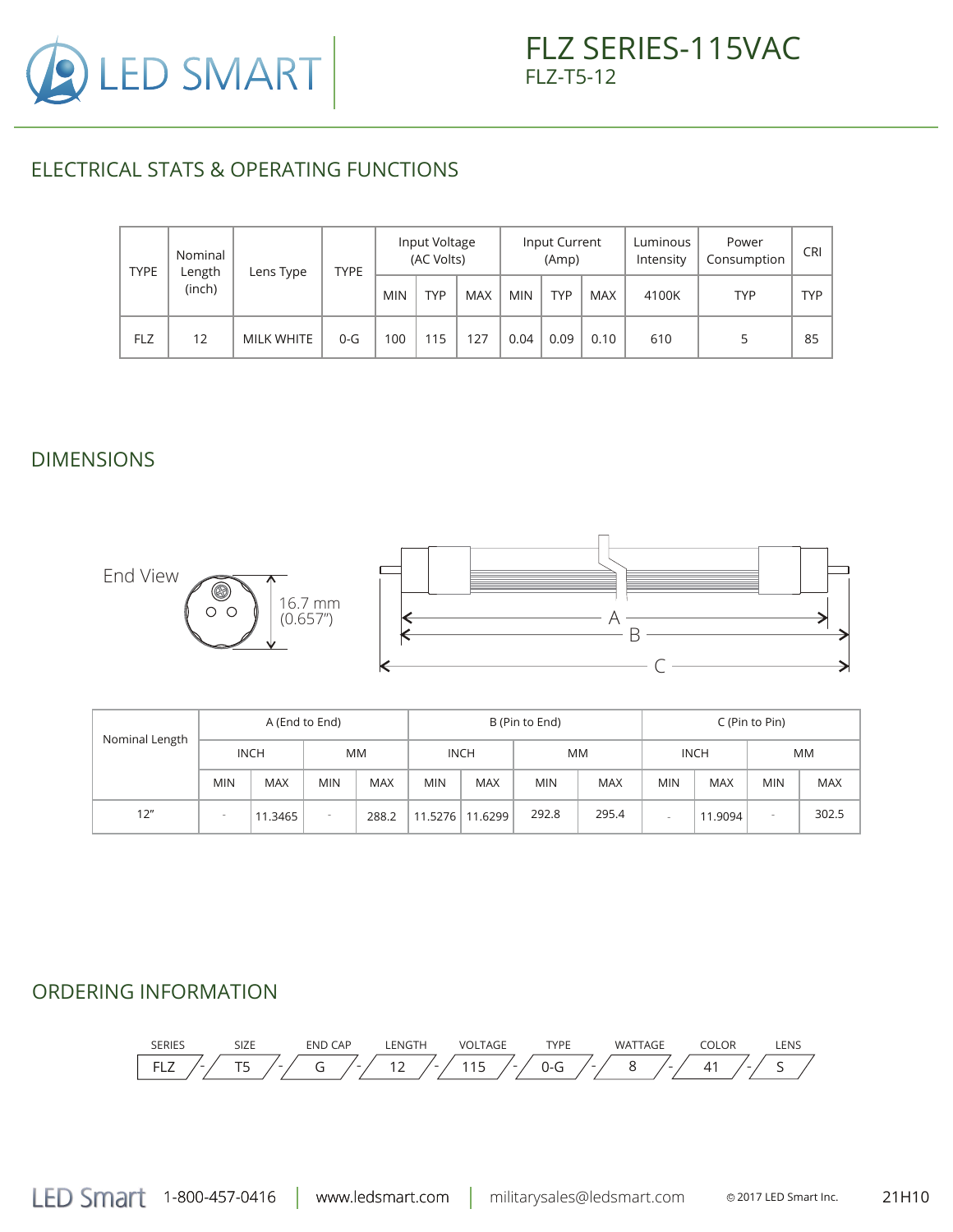# FLZ SERIES-115VAC

FLZ-T5-12

## ELECTRICAL STATS & OPERATING FUNCTIONS

| TYPE | Nominal Length (inch) | Lens Type | TYPE | Input Voltage (AC Volts) | | | Input Current (Amp) | | | Luminous Intensity | Power Consumption | CRI |
|---|---|---|---|---|---|---|---|---|---|---|---|---|
| | | | | MIN | TYP | MAX | MIN | TYP | MAX | 4100K | TYP | TYP |
| FLZ | 12 | MILK WHITE | 0-G | 100 | 115 | 127 | 0.04 | 0.09 | 0.10 | 610 | 5 | 85 |

## DIMENSIONS

End View

16.7 mm
(0.657")

A

B

C

| Nominal Length | A (End to End) | | | | B (Pin to End) | | | | C (Pin to Pin) | | | |
|---|---|---|---|---|---|---|---|---|---|---|---|---|
| | INCH | | MM | | INCH | | MM | | INCH | | MM | |
| | MIN | MAX | MIN | MAX | MIN | MAX | MIN | MAX | MIN | MAX | MIN | MAX |
| 12" | - | 11.3465 | - | 288.2 | 11.5276 | 11.6299 | 292.8 | 295.4 | - | 11.9094 | - | 302.5 |

## ORDERING INFORMATION

| SERIES | SIZE | END CAP | LENGTH | VOLTAGE | TYPE | WATTAGE | COLOR | LENS |
|---|---|---|---|---|---|---|---|---|
| FLZ | T5 | G | 12 | 115 | 0-G | 8 | 41 | S |

LED Smart 1-800-457-0416 | www.ledsmart.com | militarysales@ledsmart.com © 2017 LED Smart Inc. 21H10